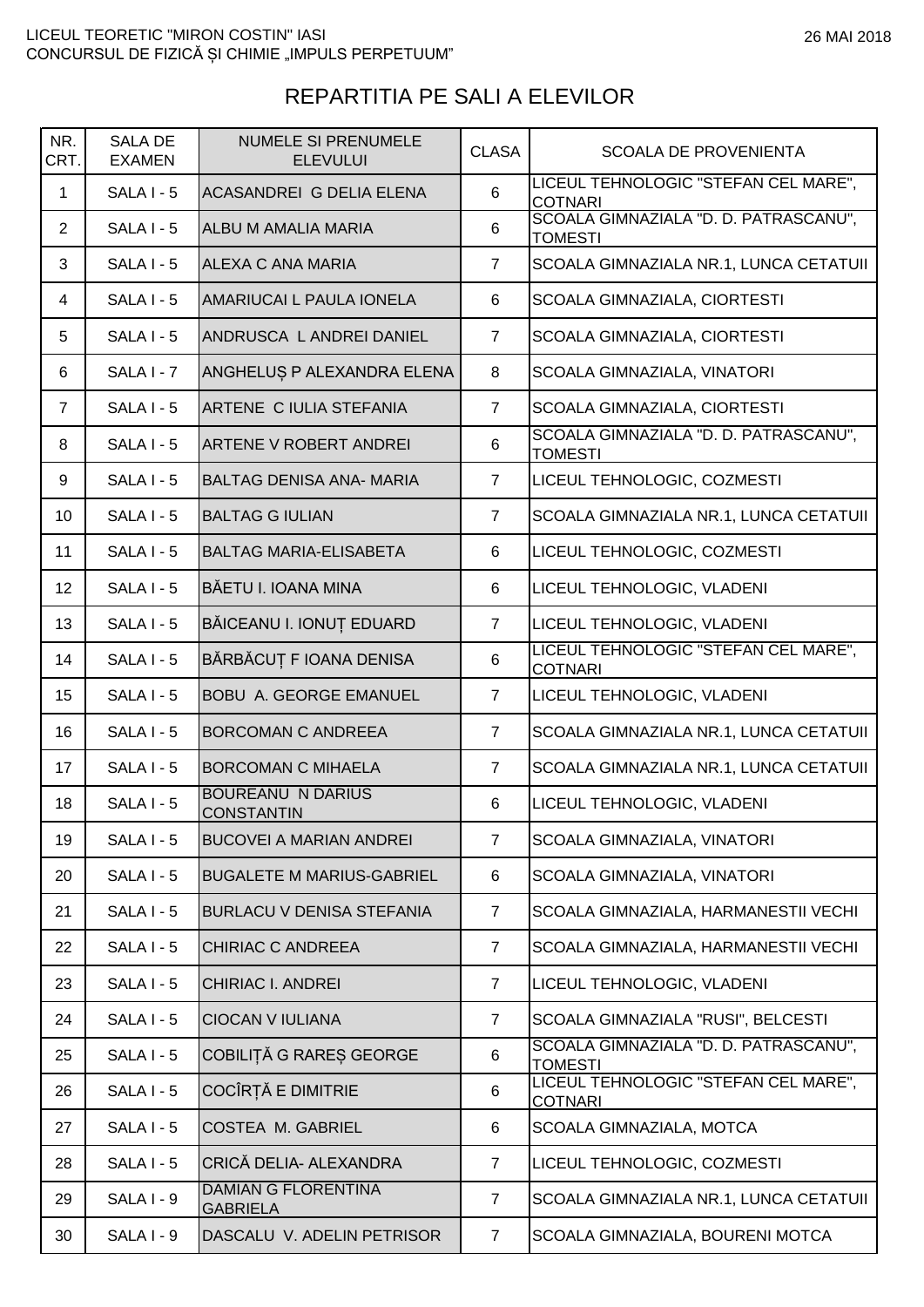LICEUL TEORETIC "MIRON COSTIN" IASI
CONCURSUL DE FIZICĂ ȘI CHIMIE „IMPULS PERPETUUM"

26 MAI 2018

# REPARTITIA PE SALI A ELEVILOR

| NR. CRT. | SALA DE EXAMEN | NUMELE SI PRENUMELE ELEVULUI | CLASA | SCOALA DE PROVENIENTA |
|---|---|---|---|---|
| 1 | SALA I - 5 | ACASANDREI G DELIA ELENA | 6 | LICEUL TEHNOLOGIC "STEFAN CEL MARE", COTNARI |
| 2 | SALA I - 5 | ALBU M AMALIA MARIA | 6 | SCOALA GIMNAZIALA "D. D. PATRASCANU", TOMESTI |
| 3 | SALA I - 5 | ALEXA C ANA MARIA | 7 | SCOALA GIMNAZIALA NR.1, LUNCA CETATUII |
| 4 | SALA I - 5 | AMARIUCAI L PAULA IONELA | 6 | SCOALA GIMNAZIALA, CIORTESTI |
| 5 | SALA I - 5 | ANDRUSCA L ANDREI DANIEL | 7 | SCOALA GIMNAZIALA, CIORTESTI |
| 6 | SALA I - 7 | ANGHELUȘ P ALEXANDRA ELENA | 8 | SCOALA GIMNAZIALA, VINATORI |
| 7 | SALA I - 5 | ARTENE C IULIA STEFANIA | 7 | SCOALA GIMNAZIALA, CIORTESTI |
| 8 | SALA I - 5 | ARTENE V ROBERT ANDREI | 6 | SCOALA GIMNAZIALA "D. D. PATRASCANU", TOMESTI |
| 9 | SALA I - 5 | BALTAG DENISA ANA- MARIA | 7 | LICEUL TEHNOLOGIC, COZMESTI |
| 10 | SALA I - 5 | BALTAG G IULIAN | 7 | SCOALA GIMNAZIALA NR.1, LUNCA CETATUII |
| 11 | SALA I - 5 | BALTAG MARIA-ELISABETA | 6 | LICEUL TEHNOLOGIC, COZMESTI |
| 12 | SALA I - 5 | BĂETU I. IOANA MINA | 6 | LICEUL TEHNOLOGIC, VLADENI |
| 13 | SALA I - 5 | BĂICEANU I. IONUȚ EDUARD | 7 | LICEUL TEHNOLOGIC, VLADENI |
| 14 | SALA I - 5 | BĂRBĂCUȚ F IOANA DENISA | 6 | LICEUL TEHNOLOGIC "STEFAN CEL MARE", COTNARI |
| 15 | SALA I - 5 | BOBU A. GEORGE EMANUEL | 7 | LICEUL TEHNOLOGIC, VLADENI |
| 16 | SALA I - 5 | BORCOMAN C ANDREEA | 7 | SCOALA GIMNAZIALA NR.1, LUNCA CETATUII |
| 17 | SALA I - 5 | BORCOMAN C MIHAELA | 7 | SCOALA GIMNAZIALA NR.1, LUNCA CETATUII |
| 18 | SALA I - 5 | BOUREANU N DARIUS CONSTANTIN | 6 | LICEUL TEHNOLOGIC, VLADENI |
| 19 | SALA I - 5 | BUCOVEI A MARIAN ANDREI | 7 | SCOALA GIMNAZIALA, VINATORI |
| 20 | SALA I - 5 | BUGALETE M MARIUS-GABRIEL | 6 | SCOALA GIMNAZIALA, VINATORI |
| 21 | SALA I - 5 | BURLACU V DENISA STEFANIA | 7 | SCOALA GIMNAZIALA, HARMANESTII VECHI |
| 22 | SALA I - 5 | CHIRIAC C ANDREEA | 7 | SCOALA GIMNAZIALA, HARMANESTII VECHI |
| 23 | SALA I - 5 | CHIRIAC I. ANDREI | 7 | LICEUL TEHNOLOGIC, VLADENI |
| 24 | SALA I - 5 | CIOCAN V IULIANA | 7 | SCOALA GIMNAZIALA "RUSI", BELCESTI |
| 25 | SALA I - 5 | COBILIȚĂ G RAREȘ GEORGE | 6 | SCOALA GIMNAZIALA "D. D. PATRASCANU", TOMESTI |
| 26 | SALA I - 5 | COCÎRȚĂ E DIMITRIE | 6 | LICEUL TEHNOLOGIC "STEFAN CEL MARE", COTNARI |
| 27 | SALA I - 5 | COSTEA M. GABRIEL | 6 | SCOALA GIMNAZIALA, MOTCA |
| 28 | SALA I - 5 | CRICĂ DELIA- ALEXANDRA | 7 | LICEUL TEHNOLOGIC, COZMESTI |
| 29 | SALA I - 9 | DAMIAN G FLORENTINA GABRIELA | 7 | SCOALA GIMNAZIALA NR.1, LUNCA CETATUII |
| 30 | SALA I - 9 | DASCALU V. ADELIN PETRISOR | 7 | SCOALA GIMNAZIALA, BOURENI MOTCA |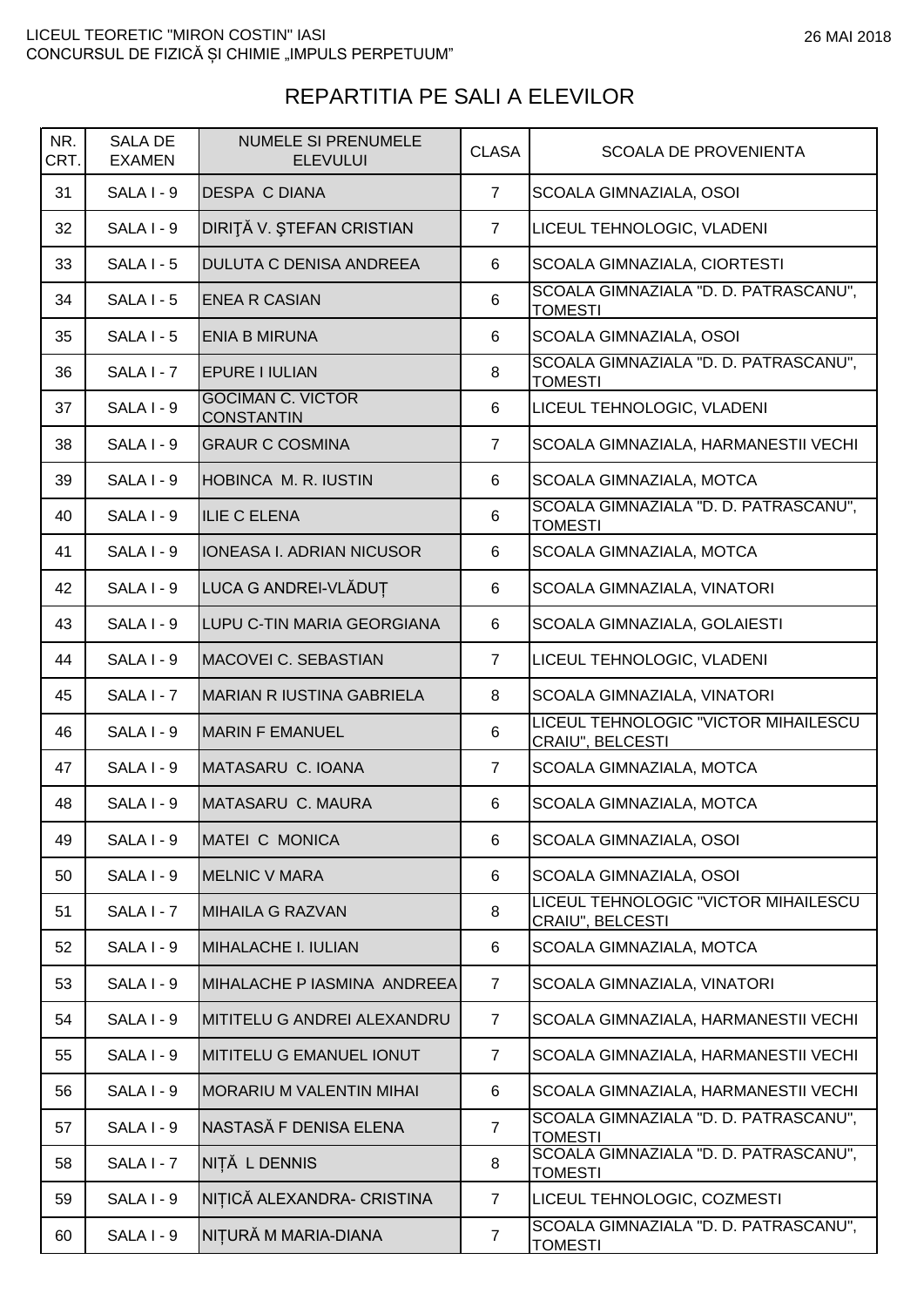LICEUL TEORETIC "MIRON COSTIN" IASI
CONCURSUL DE FIZICĂ ȘI CHIMIE „IMPULS PERPETUUM"

26 MAI 2018

# REPARTITIA PE SALI A ELEVILOR

| NR. CRT. | SALA DE EXAMEN | NUMELE SI PRENUMELE ELEVULUI | CLASA | SCOALA DE PROVENIENTA |
|---|---|---|---|---|
| 31 | SALA I - 9 | DESPA C DIANA | 7 | SCOALA GIMNAZIALA, OSOI |
| 32 | SALA I - 9 | DIRIŢĂ V. ŞTEFAN CRISTIAN | 7 | LICEUL TEHNOLOGIC, VLADENI |
| 33 | SALA I - 5 | DULUTA C DENISA ANDREEA | 6 | SCOALA GIMNAZIALA, CIORTESTI |
| 34 | SALA I - 5 | ENEA R CASIAN | 6 | SCOALA GIMNAZIALA "D. D. PATRASCANU", TOMESTI |
| 35 | SALA I - 5 | ENIA B MIRUNA | 6 | SCOALA GIMNAZIALA, OSOI |
| 36 | SALA I - 7 | EPURE I IULIAN | 8 | SCOALA GIMNAZIALA "D. D. PATRASCANU", TOMESTI |
| 37 | SALA I - 9 | GOCIMAN C. VICTOR CONSTANTIN | 6 | LICEUL TEHNOLOGIC, VLADENI |
| 38 | SALA I - 9 | GRAUR C COSMINA | 7 | SCOALA GIMNAZIALA, HARMANESTII VECHI |
| 39 | SALA I - 9 | HOBINCA M. R. IUSTIN | 6 | SCOALA GIMNAZIALA, MOTCA |
| 40 | SALA I - 9 | ILIE C ELENA | 6 | SCOALA GIMNAZIALA "D. D. PATRASCANU", TOMESTI |
| 41 | SALA I - 9 | IONEASA I. ADRIAN NICUSOR | 6 | SCOALA GIMNAZIALA, MOTCA |
| 42 | SALA I - 9 | LUCA G ANDREI-VLĂDUȚ | 6 | SCOALA GIMNAZIALA, VINATORI |
| 43 | SALA I - 9 | LUPU C-TIN MARIA GEORGIANA | 6 | SCOALA GIMNAZIALA, GOLAIESTI |
| 44 | SALA I - 9 | MACOVEI C. SEBASTIAN | 7 | LICEUL TEHNOLOGIC, VLADENI |
| 45 | SALA I - 7 | MARIAN R IUSTINA GABRIELA | 8 | SCOALA GIMNAZIALA, VINATORI |
| 46 | SALA I - 9 | MARIN F EMANUEL | 6 | LICEUL TEHNOLOGIC "VICTOR MIHAILESCU CRAIU", BELCESTI |
| 47 | SALA I - 9 | MATASARU C. IOANA | 7 | SCOALA GIMNAZIALA, MOTCA |
| 48 | SALA I - 9 | MATASARU C. MAURA | 6 | SCOALA GIMNAZIALA, MOTCA |
| 49 | SALA I - 9 | MATEI C MONICA | 6 | SCOALA GIMNAZIALA, OSOI |
| 50 | SALA I - 9 | MELNIC V MARA | 6 | SCOALA GIMNAZIALA, OSOI |
| 51 | SALA I - 7 | MIHAILA G RAZVAN | 8 | LICEUL TEHNOLOGIC "VICTOR MIHAILESCU CRAIU", BELCESTI |
| 52 | SALA I - 9 | MIHALACHE I. IULIAN | 6 | SCOALA GIMNAZIALA, MOTCA |
| 53 | SALA I - 9 | MIHALACHE P IASMINA ANDREEA | 7 | SCOALA GIMNAZIALA, VINATORI |
| 54 | SALA I - 9 | MITITELU G ANDREI ALEXANDRU | 7 | SCOALA GIMNAZIALA, HARMANESTII VECHI |
| 55 | SALA I - 9 | MITITELU G EMANUEL IONUT | 7 | SCOALA GIMNAZIALA, HARMANESTII VECHI |
| 56 | SALA I - 9 | MORARIU M VALENTIN MIHAI | 6 | SCOALA GIMNAZIALA, HARMANESTII VECHI |
| 57 | SALA I - 9 | NASTASĂ F DENISA ELENA | 7 | SCOALA GIMNAZIALA "D. D. PATRASCANU", TOMESTI |
| 58 | SALA I - 7 | NIȚĂ L DENNIS | 8 | SCOALA GIMNAZIALA "D. D. PATRASCANU", TOMESTI |
| 59 | SALA I - 9 | NIȚICĂ ALEXANDRA- CRISTINA | 7 | LICEUL TEHNOLOGIC, COZMESTI |
| 60 | SALA I - 9 | NIȚURĂ M MARIA-DIANA | 7 | SCOALA GIMNAZIALA "D. D. PATRASCANU", TOMESTI |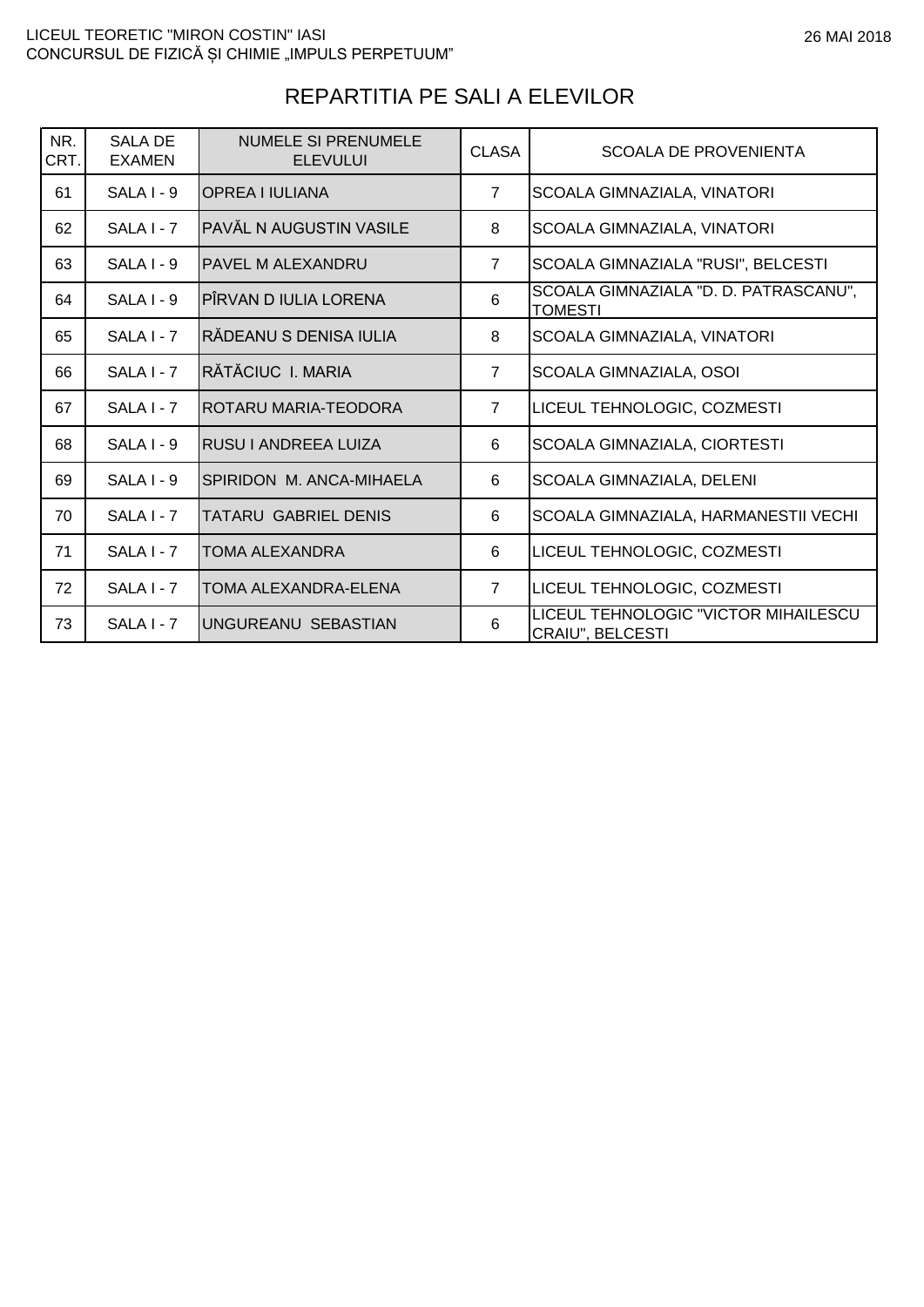LICEUL TEORETIC "MIRON COSTIN" IASI
CONCURSUL DE FIZICĂ ȘI CHIMIE „IMPULS PERPETUUM"

26 MAI 2018

# REPARTITIA PE SALI A ELEVILOR

| NR. CRT. | SALA DE EXAMEN | NUMELE SI PRENUMELE ELEVULUI | CLASA | SCOALA DE PROVENIENTA |
|---|---|---|---|---|
| 61 | SALA I - 9 | OPREA I IULIANA | 7 | SCOALA GIMNAZIALA, VINATORI |
| 62 | SALA I - 7 | PAVĂL N AUGUSTIN VASILE | 8 | SCOALA GIMNAZIALA, VINATORI |
| 63 | SALA I - 9 | PAVEL M ALEXANDRU | 7 | SCOALA GIMNAZIALA "RUSI", BELCESTI |
| 64 | SALA I - 9 | PÎRVAN D IULIA LORENA | 6 | SCOALA GIMNAZIALA "D. D. PATRASCANU", TOMESTI |
| 65 | SALA I - 7 | RĂDEANU S DENISA IULIA | 8 | SCOALA GIMNAZIALA, VINATORI |
| 66 | SALA I - 7 | RĂTĂCIUC I. MARIA | 7 | SCOALA GIMNAZIALA, OSOI |
| 67 | SALA I - 7 | ROTARU MARIA-TEODORA | 7 | LICEUL TEHNOLOGIC, COZMESTI |
| 68 | SALA I - 9 | RUSU I ANDREEA LUIZA | 6 | SCOALA GIMNAZIALA, CIORTESTI |
| 69 | SALA I - 9 | SPIRIDON M. ANCA-MIHAELA | 6 | SCOALA GIMNAZIALA, DELENI |
| 70 | SALA I - 7 | TATARU GABRIEL DENIS | 6 | SCOALA GIMNAZIALA, HARMANESTII VECHI |
| 71 | SALA I - 7 | TOMA ALEXANDRA | 6 | LICEUL TEHNOLOGIC, COZMESTI |
| 72 | SALA I - 7 | TOMA ALEXANDRA-ELENA | 7 | LICEUL TEHNOLOGIC, COZMESTI |
| 73 | SALA I - 7 | UNGUREANU SEBASTIAN | 6 | LICEUL TEHNOLOGIC "VICTOR MIHAILESCU CRAIU", BELCESTI |